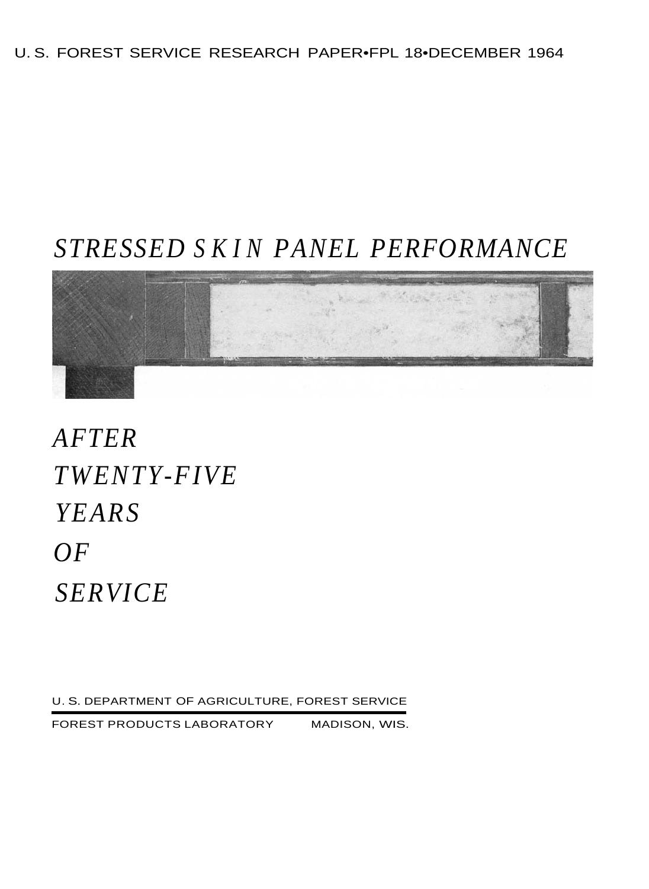U. S. FOREST SERVICE RESEARCH PAPER•FPL 18•DECEMBER 1964

# *STRESSED SKIN PANEL PERFORMANCE*

# *AFTER TWENTY-FIVE YEARS OF SERVICE*

U. S. DEPARTMENT OF AGRICULTURE, FOREST SERVICE

FOREST PRODUCTS LABORATORY MADISON, WIS.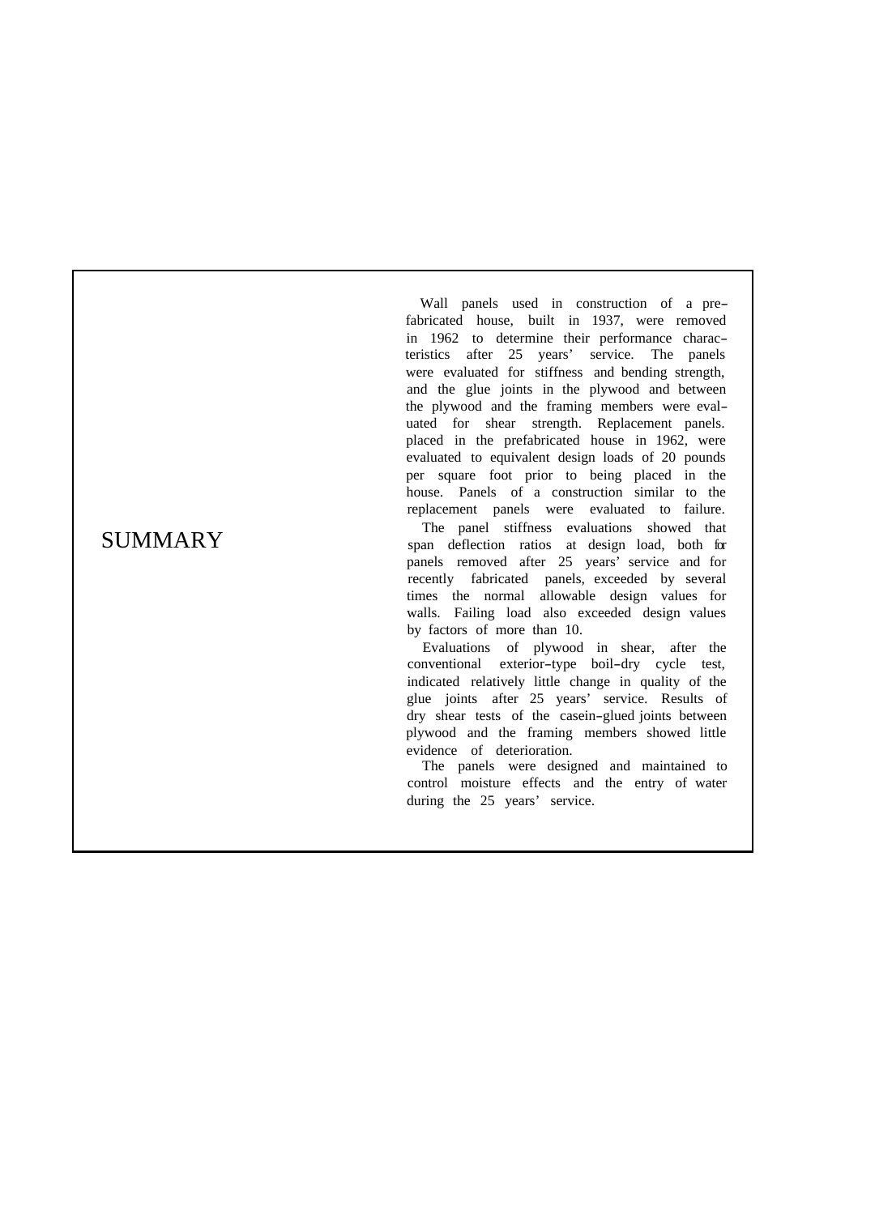## SUMMARY

Wall panels used in construction of a prefabricated house, built in 1937, were removed in 1962 to determine their performance characteristics after 25 years' service. The panels were evaluated for stiffness and bending strength, and the glue joints in the plywood and between the plywood and the framing members were evaluated for shear strength. Replacement panels. placed in the prefabricated house in 1962, were evaluated to equivalent design loads of 20 pounds per square foot prior to being placed in the house. Panels of a construction similar to the replacement panels were evaluated to failure.

The panel stiffness evaluations showed that span deflection ratios at design load, both for panels removed after 25 years' service and for recently fabricated panels, exceeded by several times the normal allowable design values for walls. Failing load also exceeded design values by factors of more than 10.

Evaluations of plywood in shear, after the conventional exterior-type boil-dry cycle test, indicated relatively little change in quality of the glue joints after 25 years' service. Results of dry shear tests of the casein-glued joints between plywood and the framing members showed little evidence of deterioration.

The panels were designed and maintained to control moisture effects and the entry of water during the 25 years' service.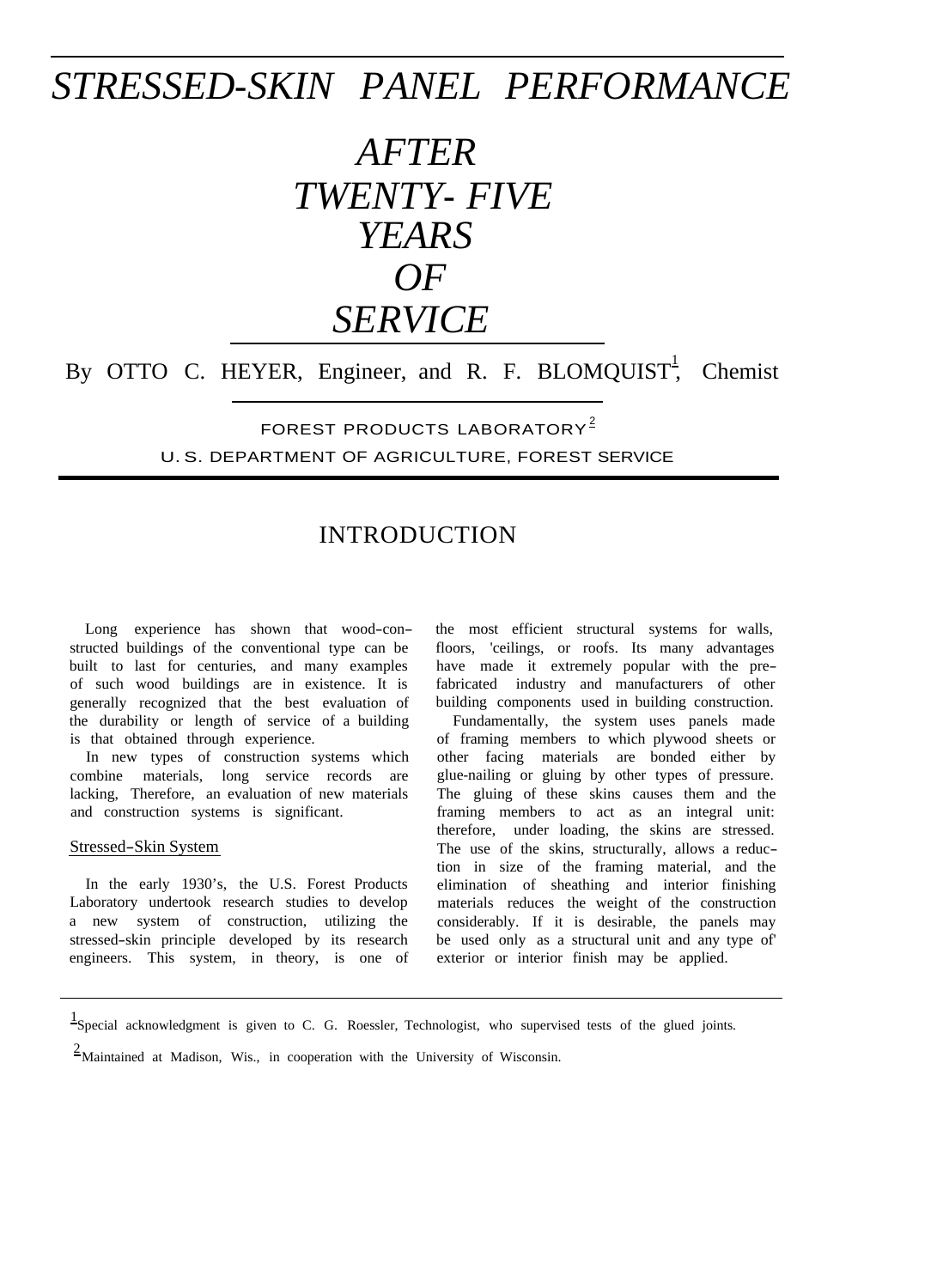# STRESSED-SKIN PANEL PERFORMANCE AFTER TWENTY-FIVE YEARS OF SERVICE

By OTTO C. HEYER, Engineer, and R. F. BLOMQUIST[1], Chemist

FOREST PRODUCTS LABORATORY[2]
U. S. DEPARTMENT OF AGRICULTURE, FOREST SERVICE

## INTRODUCTION

Long experience has shown that wood-constructed buildings of the conventional type can be built to last for centuries, and many examples of such wood buildings are in existence. It is generally recognized that the best evaluation of the durability or length of service of a building is that obtained through experience.

In new types of construction systems which combine materials, long service records are lacking, Therefore, an evaluation of new materials and construction systems is significant.

### Stressed-Skin System

In the early 1930's, the U.S. Forest Products Laboratory undertook research studies to develop a new system of construction, utilizing the stressed-skin principle developed by its research engineers. This system, in theory, is one of the most efficient structural systems for walls, floors, 'ceilings, or roofs. Its many advantages have made it extremely popular with the prefabricated industry and manufacturers of other building components used in building construction.

Fundamentally, the system uses panels made of framing members to which plywood sheets or other facing materials are bonded either by glue-nailing or gluing by other types of pressure. The gluing of these skins causes them and the framing members to act as an integral unit: therefore, under loading, the skins are stressed. The use of the skins, structurally, allows a reduction in size of the framing material, and the elimination of sheathing and interior finishing materials reduces the weight of the construction considerably. If it is desirable, the panels may be used only as a structural unit and any type of' exterior or interior finish may be applied.

---

[1] Special acknowledgment is given to C. G. Roessler, Technologist, who supervised tests of the glued joints.

[2] Maintained at Madison, Wis., in cooperation with the University of Wisconsin.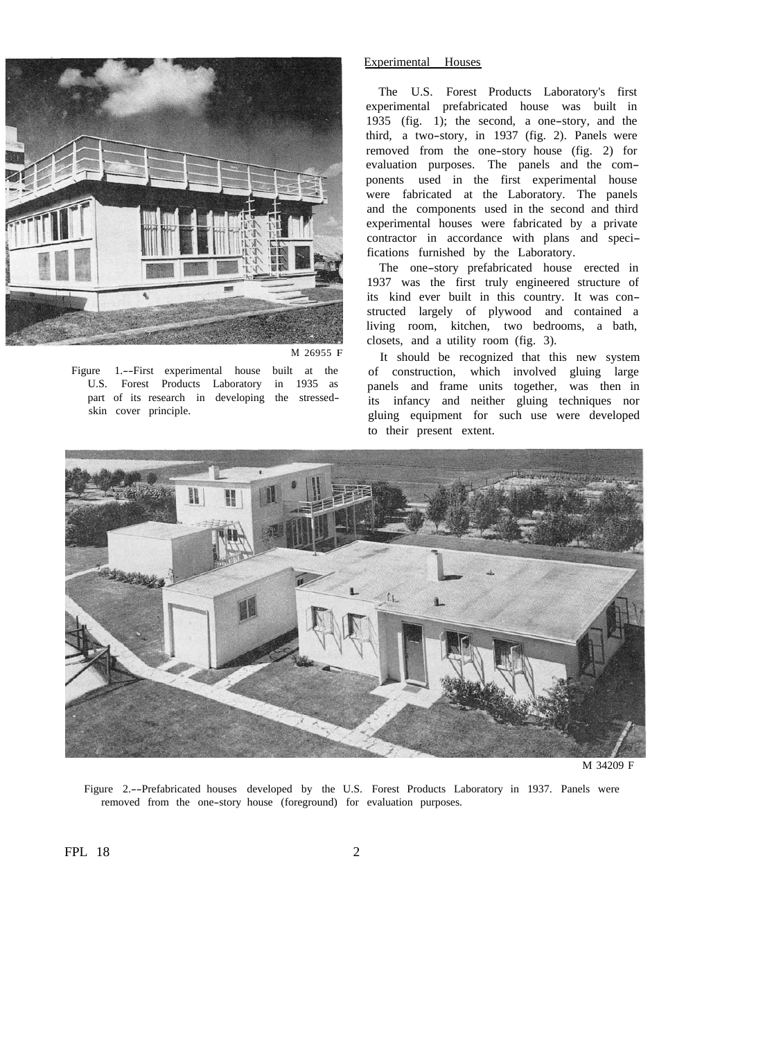Experimental Houses

The U.S. Forest Products Laboratory's first experimental prefabricated house was built in 1935 (fig. 1); the second, a one-story, and the third, a two-story, in 1937 (fig. 2). Panels were removed from the one-story house (fig. 2) for evaluation purposes. The panels and the components used in the first experimental house were fabricated at the Laboratory. The panels and the components used in the second and third experimental houses were fabricated by a private contractor in accordance with plans and specifications furnished by the Laboratory.

The one-story prefabricated house erected in 1937 was the first truly engineered structure of its kind ever built in this country. It was constructed largely of plywood and contained a living room, kitchen, two bedrooms, a bath, closets, and a utility room (fig. 3).

It should be recognized that this new system of construction, which involved gluing large panels and frame units together, was then in its infancy and neither gluing techniques nor gluing equipment for such use were developed to their present extent.

M 26955 F

Figure 1.--First experimental house built at the U.S. Forest Products Laboratory in 1935 as part of its research in developing the stressed-skin cover principle.

M 34209 F

Figure 2.--Prefabricated houses developed by the U.S. Forest Products Laboratory in 1937. Panels were removed from the one-story house (foreground) for evaluation purposes.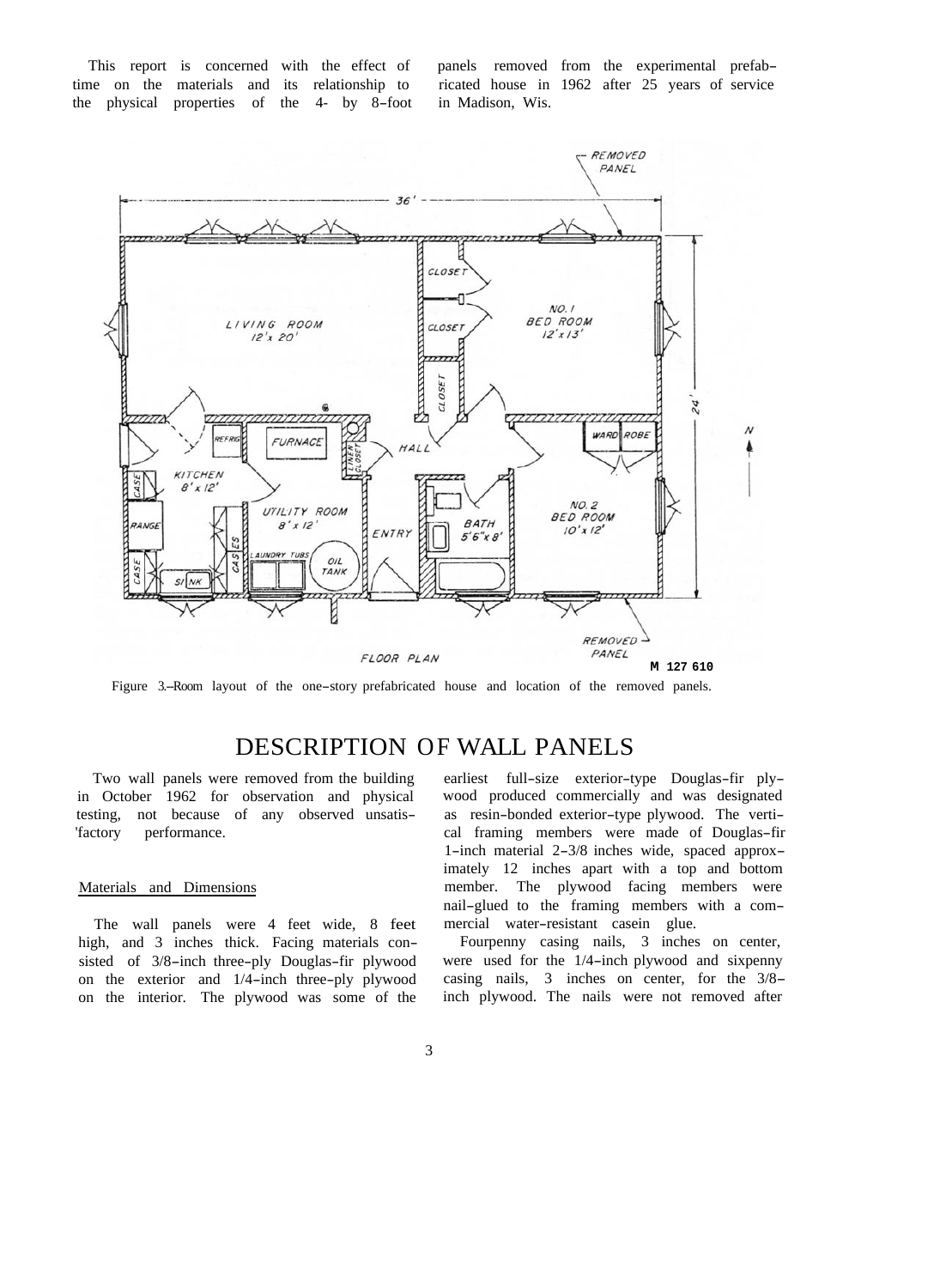This report is concerned with the effect of time on the materials and its relationship to the physical properties of the 4- by 8-foot panels removed from the experimental prefabricated house in 1962 after 25 years of service in Madison, Wis.

Figure 3.--Room layout of the one-story prefabricated house and location of the removed panels.

# DESCRIPTION OF WALL PANELS

Two wall panels were removed from the building in October 1962 for observation and physical testing, not because of any observed unsatisfactory performance.

## Materials and Dimensions

The wall panels were 4 feet wide, 8 feet high, and 3 inches thick. Facing materials consisted of 3/8-inch three-ply Douglas-fir plywood on the exterior and 1/4-inch three-ply plywood on the interior. The plywood was some of the earliest full-size exterior-type Douglas-fir plywood produced commercially and was designated as resin-bonded exterior-type plywood. The vertical framing members were made of Douglas-fir 1-inch material 2-3/8 inches wide, spaced approximately 12 inches apart with a top and bottom member. The plywood facing members were nail-glued to the framing members with a commercial water-resistant casein glue.

Fourpenny casing nails, 3 inches on center, were used for the 1/4-inch plywood and sixpenny casing nails, 3 inches on center, for the 3/8-inch plywood. The nails were not removed after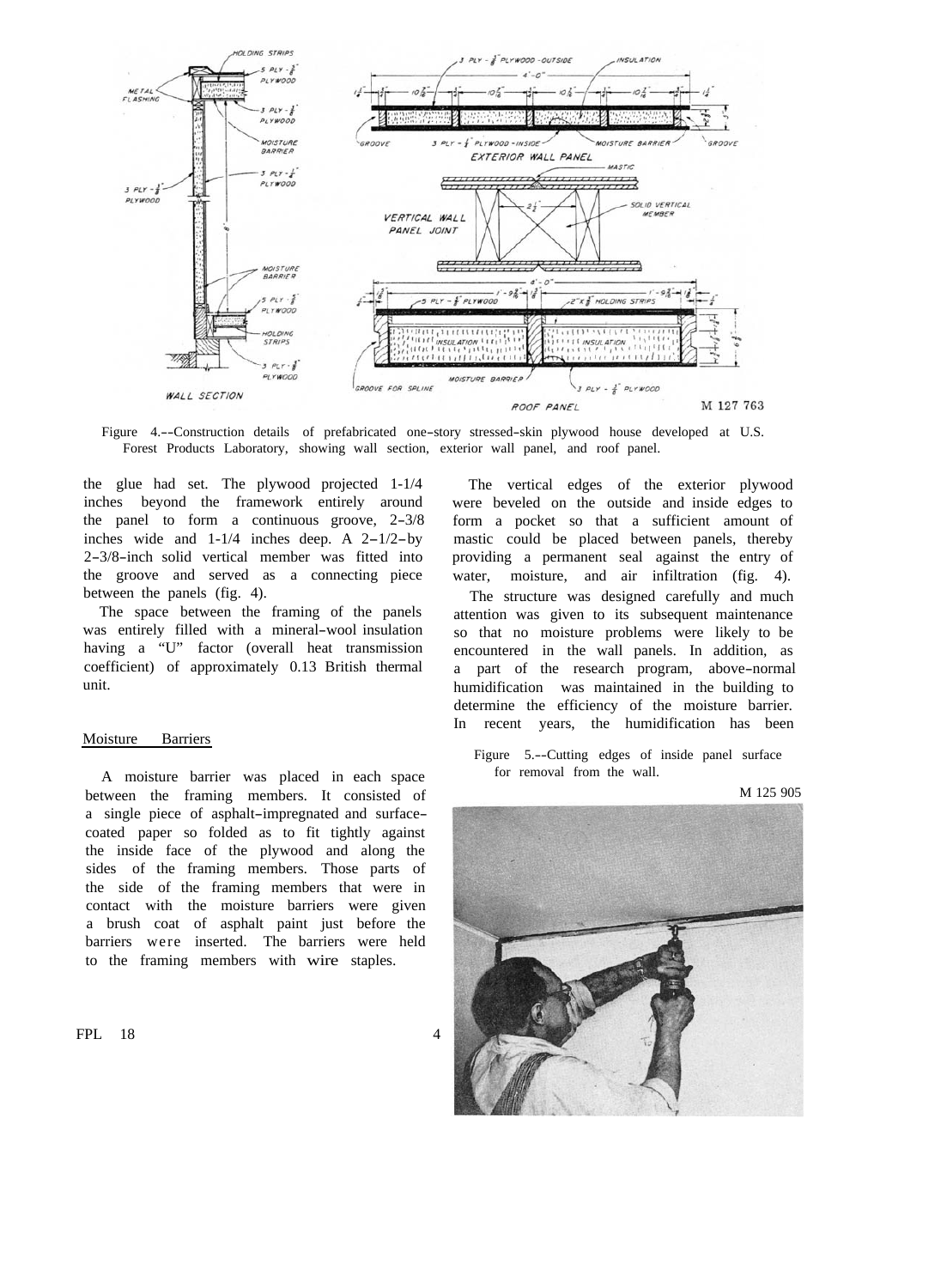Figure 4.--Construction details of prefabricated one-story stressed-skin plywood house developed at U.S. Forest Products Laboratory, showing wall section, exterior wall panel, and roof panel.

the glue had set. The plywood projected 1-1/4 inches beyond the framework entirely around the panel to form a continuous groove, 2-3/8 inches wide and 1-1/4 inches deep. A 2-1/2-by 2-3/8-inch solid vertical member was fitted into the groove and served as a connecting piece between the panels (fig. 4).

The space between the framing of the panels was entirely filled with a mineral-wool insulation having a "U" factor (overall heat transmission coefficient) of approximately 0.13 British thermal unit.

## Moisture Barriers

A moisture barrier was placed in each space between the framing members. It consisted of a single piece of asphalt-impregnated and surface-coated paper so folded as to fit tightly against the inside face of the plywood and along the sides of the framing members. Those parts of the side of the framing members that were in contact with the moisture barriers were given a brush coat of asphalt paint just before the barriers were inserted. The barriers were held to the framing members with wire staples.

The vertical edges of the exterior plywood were beveled on the outside and inside edges to form a pocket so that a sufficient amount of mastic could be placed between panels, thereby providing a permanent seal against the entry of water, moisture, and air infiltration (fig. 4).

The structure was designed carefully and much attention was given to its subsequent maintenance so that no moisture problems were likely to be encountered in the wall panels. In addition, as a part of the research program, above-normal humidification was maintained in the building to determine the efficiency of the moisture barrier. In recent years, the humidification has been

Figure 5.--Cutting edges of inside panel surface for removal from the wall.

M 125 905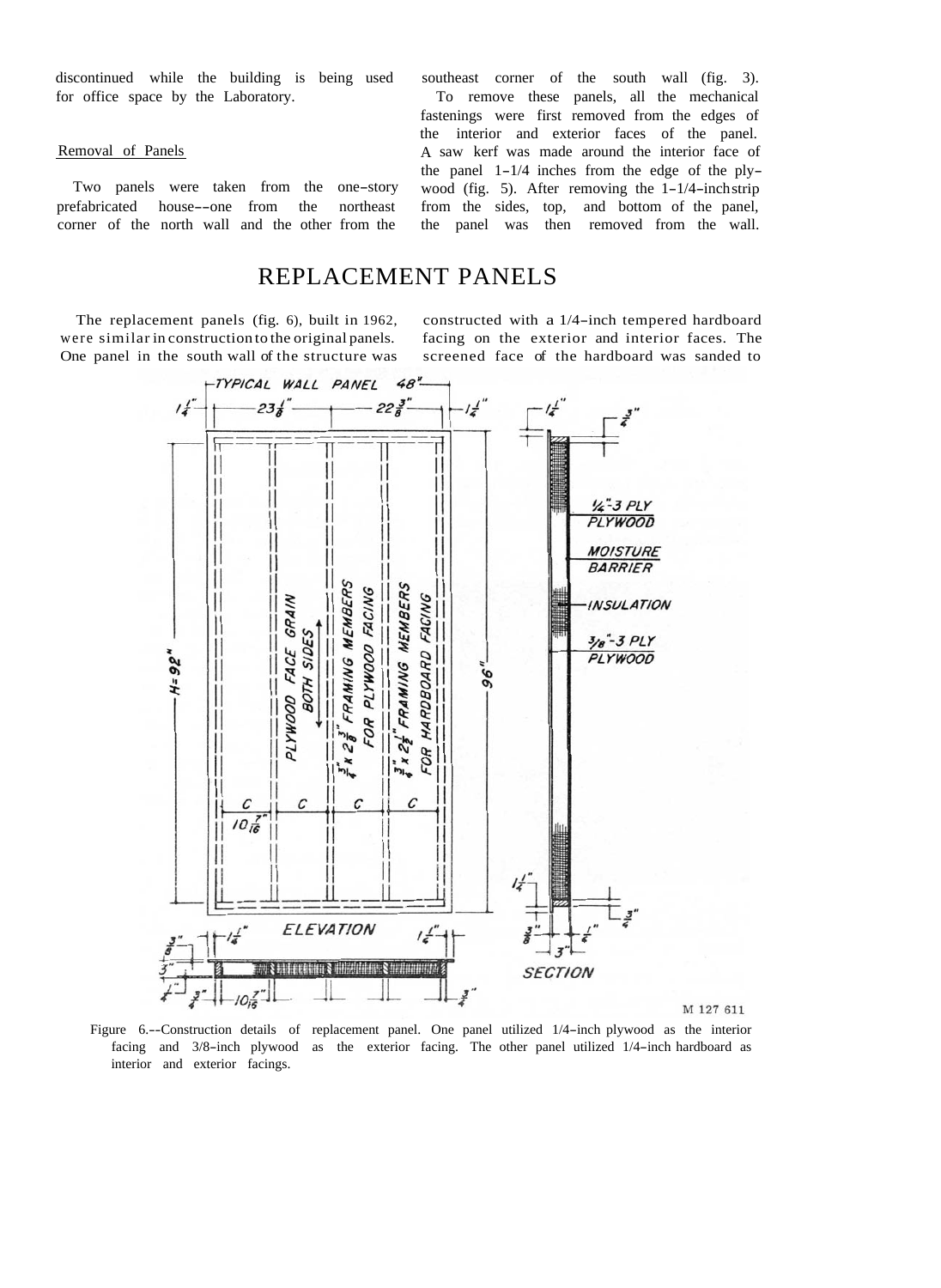discontinued while the building is being used for office space by the Laboratory.

### Removal of Panels

Two panels were taken from the one-story prefabricated house--one from the northeast corner of the north wall and the other from the southeast corner of the south wall (fig. 3).

To remove these panels, all the mechanical fastenings were first removed from the edges of the interior and exterior faces of the panel. A saw kerf was made around the interior face of the panel 1-1/4 inches from the edge of the plywood (fig. 5). After removing the 1-1/4-inch strip from the sides, top, and bottom of the panel, the panel was then removed from the wall.

## REPLACEMENT PANELS

The replacement panels (fig. 6), built in 1962, were similar in construction to the original panels. One panel in the south wall of the structure was constructed with a 1/4-inch tempered hardboard facing on the exterior and interior faces. The screened face of the hardboard was sanded to

Figure 6.--Construction details of replacement panel. One panel utilized 1/4-inch plywood as the interior facing and 3/8-inch plywood as the exterior facing. The other panel utilized 1/4-inch hardboard as interior and exterior facings.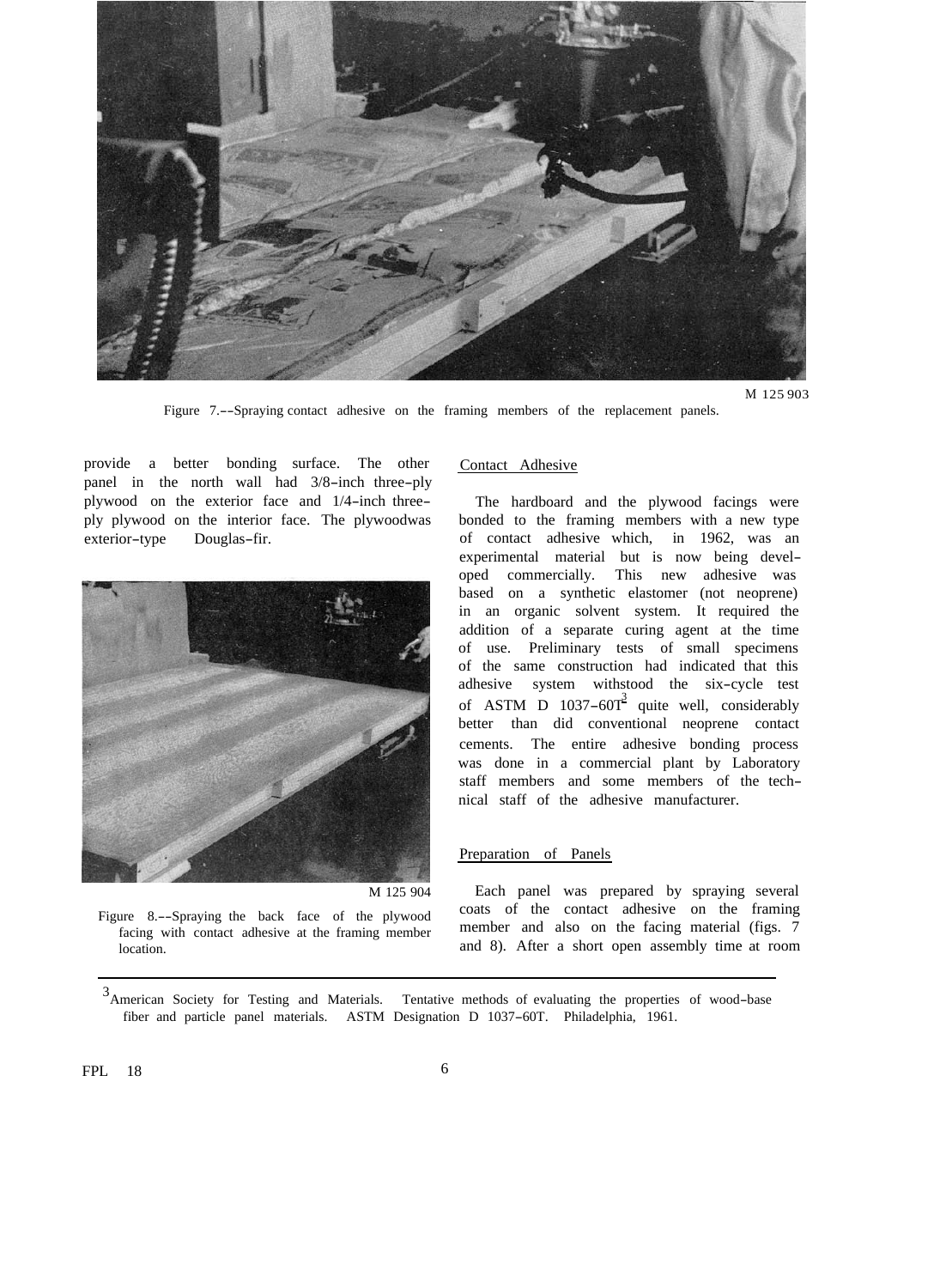M 125 903

Figure 7.--Spraying contact adhesive on the framing members of the replacement panels.

provide a better bonding surface. The other panel in the north wall had 3/8-inch three-ply plywood on the exterior face and 1/4-inch three-ply plywood on the interior face. The plywood was exterior-type Douglas-fir.

M 125 904

Figure 8.--Spraying the back face of the plywood facing with contact adhesive at the framing member location.

### Contact Adhesive

The hardboard and the plywood facings were bonded to the framing members with a new type of contact adhesive which, in 1962, was an experimental material but is now being developed commercially. This new adhesive was based on a synthetic elastomer (not neoprene) in an organic solvent system. It required the addition of a separate curing agent at the time of use. Preliminary tests of small specimens of the same construction had indicated that this adhesive system withstood the six-cycle test of ASTM D 1037-60T[3] quite well, considerably better than did conventional neoprene contact cements. The entire adhesive bonding process was done in a commercial plant by Laboratory staff members and some members of the technical staff of the adhesive manufacturer.

### Preparation of Panels

Each panel was prepared by spraying several coats of the contact adhesive on the framing member and also on the facing material (figs. 7 and 8). After a short open assembly time at room

[3] American Society for Testing and Materials. Tentative methods of evaluating the properties of wood-base fiber and particle panel materials. ASTM Designation D 1037-60T. Philadelphia, 1961.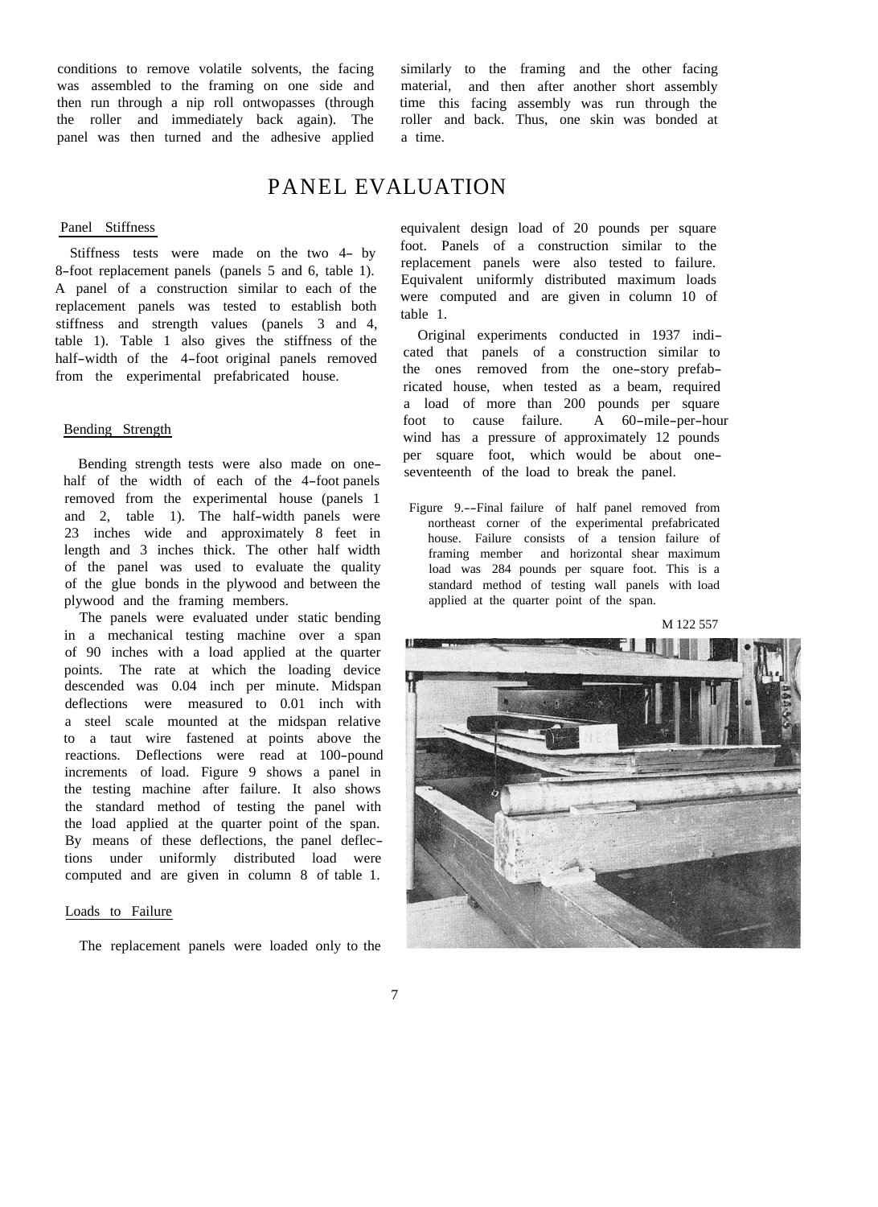conditions to remove volatile solvents, the facing was assembled to the framing on one side and then run through a nip roll ontwopasses (through the roller and immediately back again). The panel was then turned and the adhesive applied similarly to the framing and the other facing material, and then after another short assembly time this facing assembly was run through the roller and back. Thus, one skin was bonded at a time.

# PANEL EVALUATION

## Panel Stiffness

Stiffness tests were made on the two 4- by 8-foot replacement panels (panels 5 and 6, table 1). A panel of a construction similar to each of the replacement panels was tested to establish both stiffness and strength values (panels 3 and 4, table 1). Table 1 also gives the stiffness of the half-width of the 4-foot original panels removed from the experimental prefabricated house.

## Bending Strength

Bending strength tests were also made on one-half of the width of each of the 4-foot panels removed from the experimental house (panels 1 and 2, table 1). The half-width panels were 23 inches wide and approximately 8 feet in length and 3 inches thick. The other half width of the panel was used to evaluate the quality of the glue bonds in the plywood and between the plywood and the framing members.

The panels were evaluated under static bending in a mechanical testing machine over a span of 90 inches with a load applied at the quarter points. The rate at which the loading device descended was 0.04 inch per minute. Midspan deflections were measured to 0.01 inch with a steel scale mounted at the midspan relative to a taut wire fastened at points above the reactions. Deflections were read at 100-pound increments of load. Figure 9 shows a panel in the testing machine after failure. It also shows the standard method of testing the panel with the load applied at the quarter point of the span. By means of these deflections, the panel deflections under uniformly distributed load were computed and are given in column 8 of table 1.

## Loads to Failure

The replacement panels were loaded only to the equivalent design load of 20 pounds per square foot. Panels of a construction similar to the replacement panels were also tested to failure. Equivalent uniformly distributed maximum loads were computed and are given in column 10 of table 1.

Original experiments conducted in 1937 indicated that panels of a construction similar to the ones removed from the one-story prefabricated house, when tested as a beam, required a load of more than 200 pounds per square foot to cause failure. A 60-mile-per-hour wind has a pressure of approximately 12 pounds per square foot, which would be about one-seventeenth of the load to break the panel.

Figure 9.--Final failure of half panel removed from northeast corner of the experimental prefabricated house. Failure consists of a tension failure of framing member and horizontal shear maximum load was 284 pounds per square foot. This is a standard method of testing wall panels with load applied at the quarter point of the span.

M 122 557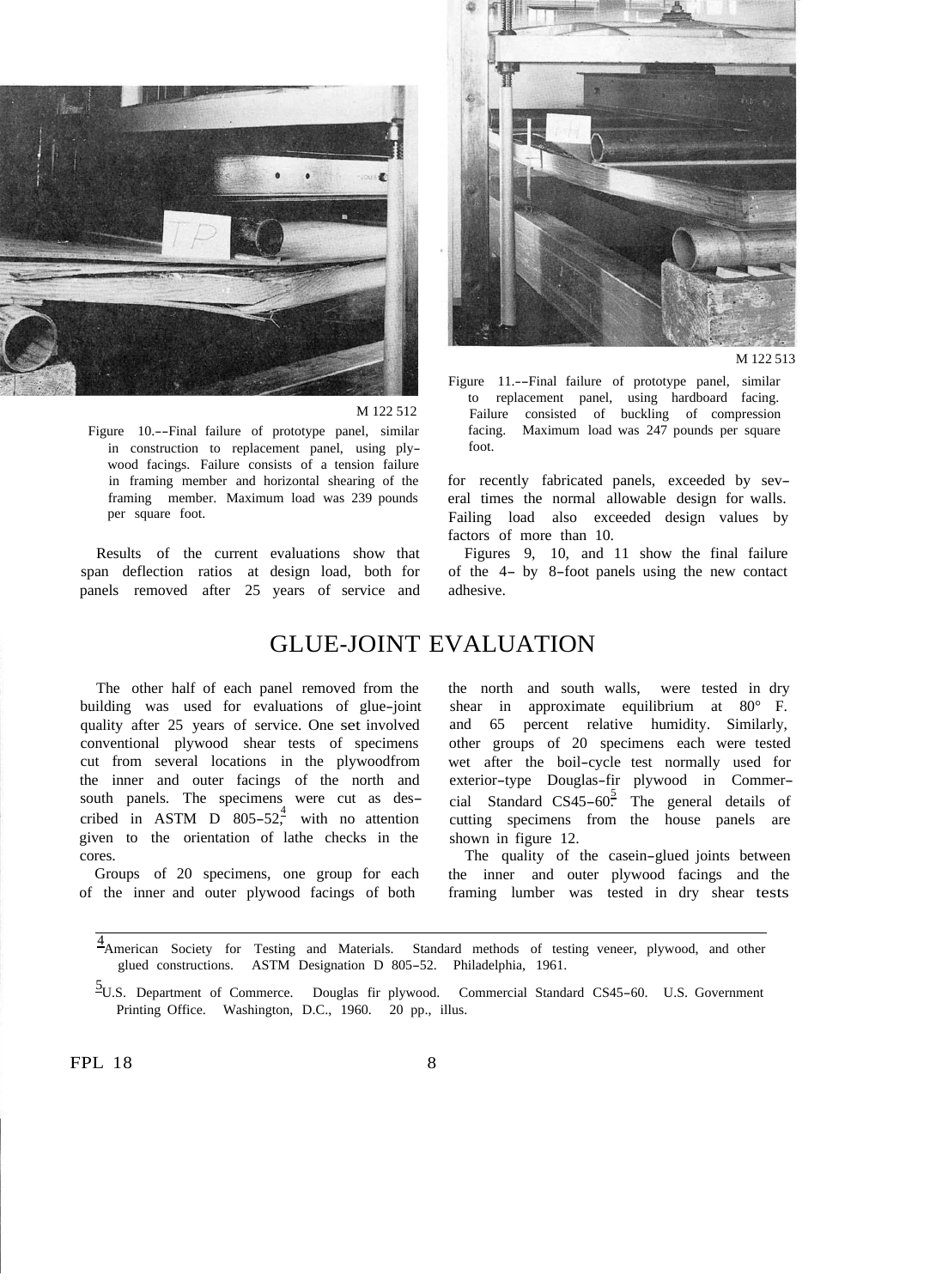M 122 512

Figure 10.--Final failure of prototype panel, similar in construction to replacement panel, using plywood facings. Failure consists of a tension failure in framing member and horizontal shearing of the framing member. Maximum load was 239 pounds per square foot.

M 122 513

Figure 11.--Final failure of prototype panel, similar to replacement panel, using hardboard facing. Failure consisted of buckling of compression facing. Maximum load was 247 pounds per square foot.

Results of the current evaluations show that span deflection ratios at design load, both for panels removed after 25 years of service and for recently fabricated panels, exceeded by several times the normal allowable design for walls. Failing load also exceeded design values by factors of more than 10.

Figures 9, 10, and 11 show the final failure of the 4- by 8-foot panels using the new contact adhesive.

# GLUE-JOINT EVALUATION

The other half of each panel removed from the building was used for evaluations of glue-joint quality after 25 years of service. One set involved conventional plywood shear tests of specimens cut from several locations in the plywoodfrom the inner and outer facings of the north and south panels. The specimens were cut as described in ASTM D 805-52,[4] with no attention given to the orientation of lathe checks in the cores.

Groups of 20 specimens, one group for each of the inner and outer plywood facings of both the north and south walls, were tested in dry shear in approximate equilibrium at 80° F. and 65 percent relative humidity. Similarly, other groups of 20 specimens each were tested wet after the boil-cycle test normally used for exterior-type Douglas-fir plywood in Commercial Standard CS45-60.[5] The general details of cutting specimens from the house panels are shown in figure 12.

The quality of the casein-glued joints between the inner and outer plywood facings and the framing lumber was tested in dry shear tests

---

[4] American Society for Testing and Materials. Standard methods of testing veneer, plywood, and other glued constructions. ASTM Designation D 805-52. Philadelphia, 1961.

[5] U.S. Department of Commerce. Douglas fir plywood. Commercial Standard CS45-60. U.S. Government Printing Office. Washington, D.C., 1960. 20 pp., illus.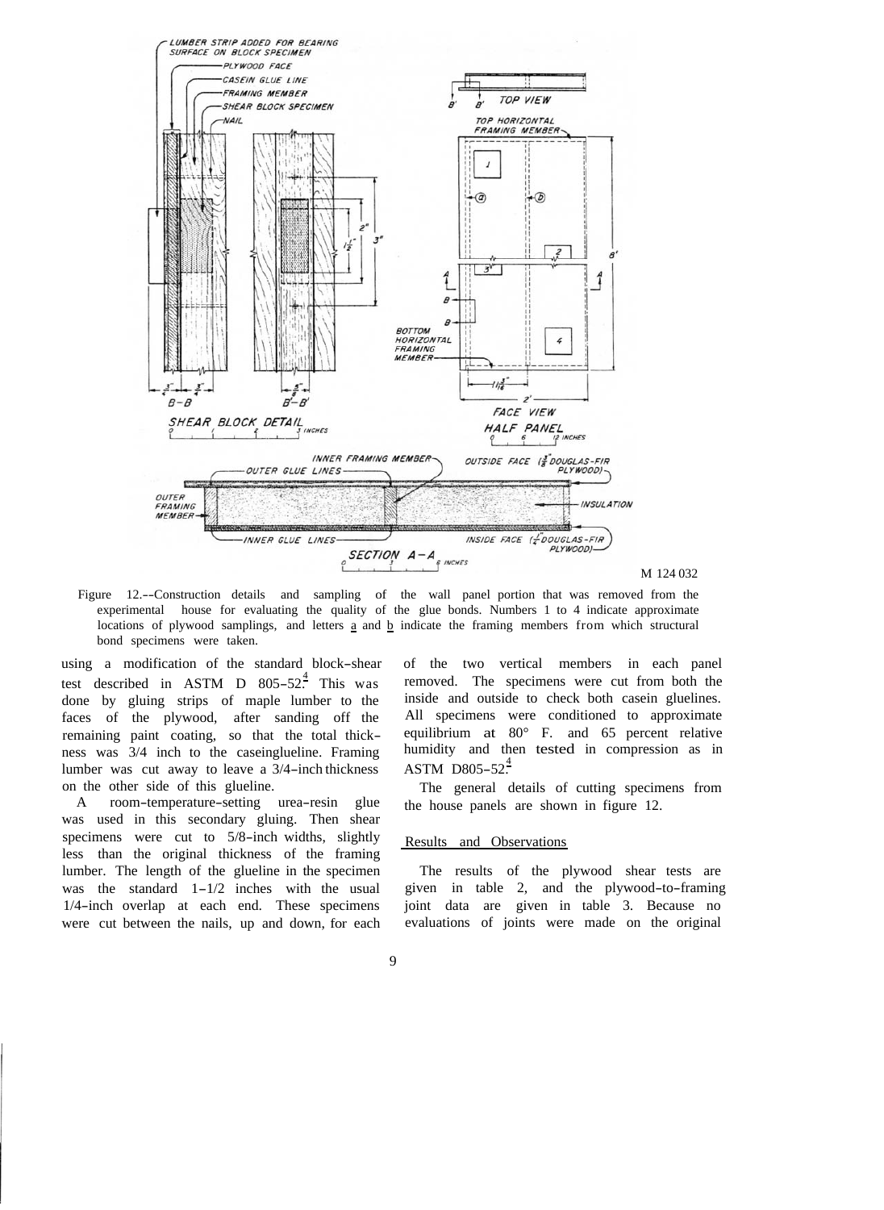M 124 032

Figure 12.--Construction details and sampling of the wall panel portion that was removed from the experimental house for evaluating the quality of the glue bonds. Numbers 1 to 4 indicate approximate locations of plywood samplings, and letters a and b indicate the framing members from which structural bond specimens were taken.

using a modification of the standard block-shear test described in ASTM D 805-52.[4] This was done by gluing strips of maple lumber to the faces of the plywood, after sanding off the remaining paint coating, so that the total thickness was 3/4 inch to the caseinglueline. Framing lumber was cut away to leave a 3/4-inch thickness on the other side of this glueline.

A room-temperature-setting urea-resin glue was used in this secondary gluing. Then shear specimens were cut to 5/8-inch widths, slightly less than the original thickness of the framing lumber. The length of the glueline in the specimen was the standard 1-1/2 inches with the usual 1/4-inch overlap at each end. These specimens were cut between the nails, up and down, for each of the two vertical members in each panel removed. The specimens were cut from both the inside and outside to check both casein gluelines. All specimens were conditioned to approximate equilibrium at 80° F. and 65 percent relative humidity and then tested in compression as in ASTM D805-52.[4]

The general details of cutting specimens from the house panels are shown in figure 12.

## Results and Observations

The results of the plywood shear tests are given in table 2, and the plywood-to-framing joint data are given in table 3. Because no evaluations of joints were made on the original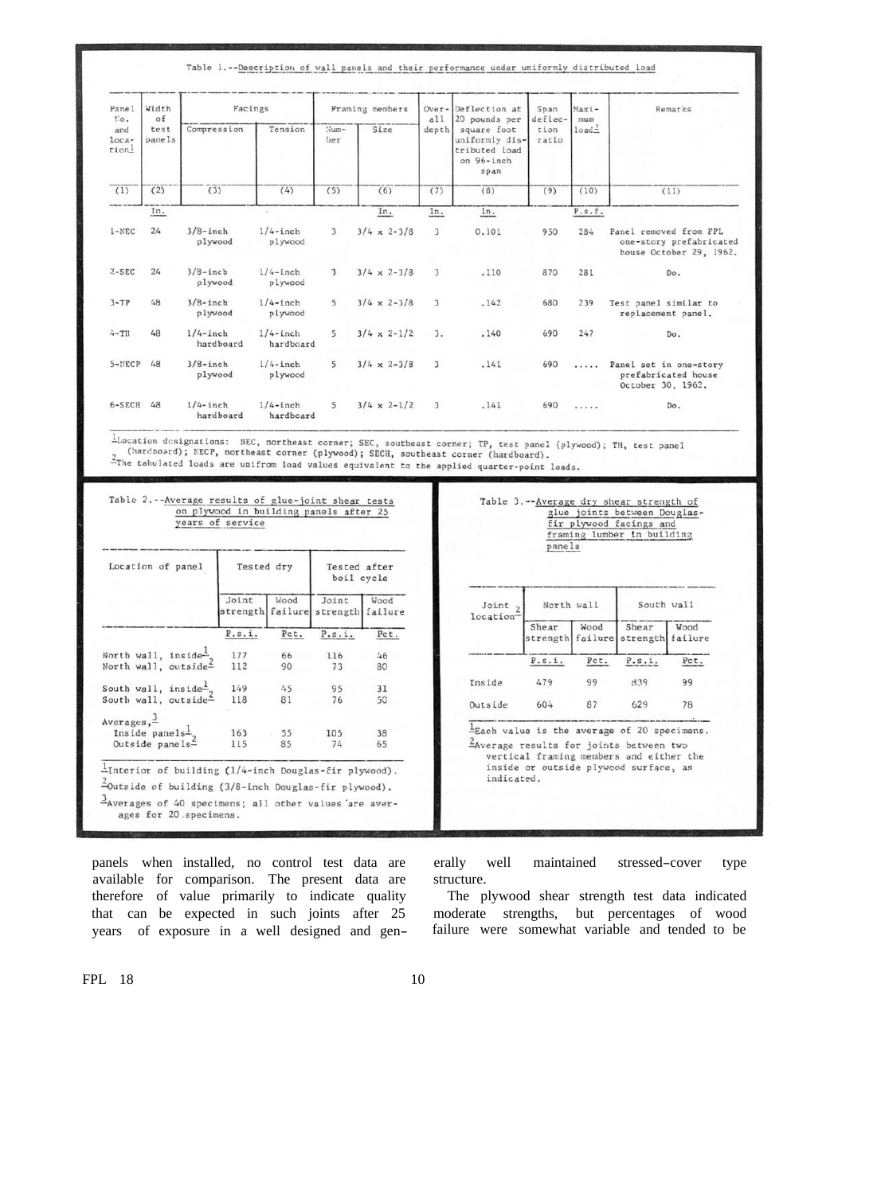Table 1.--Description of wall panels and their performance under uniformly distributed load

| Panel No. and location[1] | Width of test panels | Facings | | Framing members | | Overall depth | Deflection at 20 pounds per square foot uniformly distributed load on 96-inch span | Span deflection ratio | Maximum load[2] | Remarks |
|---|---|---|---|---|---|---|---|---|---|---|
| | | Compression | Tension | Number | Size | | | | | |
| (1) | (2) | (3) | (4) | (5) | (6) | (7) | (8) | (9) | (10) | (11) |
| | In. | | | | In. | In. | In. | | P.s.f. | |
| 1-NEC | 24 | 3/8-inch plywood | 1/4-inch plywood | 3 | 3/4 x 2-3/8 | 3 | 0.101 | 950 | 284 | Panel removed from FPL one-story prefabricated house October 29, 1962. |
| 2-SEC | 24 | 3/8-inch plywood | 1/4-inch plywood | 3 | 3/4 x 2-3/8 | 3 | .110 | 870 | 281 | Do. |
| 3-TP | 48 | 3/8-inch plywood | 1/4-inch plywood | 5 | 3/4 x 2-3/8 | 3 | .142 | 680 | 239 | Test panel similar to replacement panel. |
| 4-TH | 48 | 1/4-inch hardboard | 1/4-inch hardboard | 5 | 3/4 x 2-1/2 | 3. | .140 | 690 | 247 | Do. |
| 5-NECP | 48 | 3/8-inch plywood | 1/4-inch plywood | 5 | 3/4 x 2-3/8 | 3 | .141 | 690 | ..... | Panel set in one-story prefabricated house October 30, 1962. |
| 6-SECH | 48 | 1/4-inch hardboard | 1/4-inch hardboard | 5 | 3/4 x 2-1/2 | 3 | .141 | 690 | ..... | Do. |

[1]Location designations: NEC, northeast corner; SEC, southeast corner; TP, test panel (plywood); TH, test panel (hardboard); NECP, northeast corner (plywood); SECH, southeast corner (hardboard).
[2]The tabulated loads are unifrom load values equivalent to the applied quarter-point loads.

Table 2.--Average results of glue-joint shear tests on plywood in building panels after 25 years of service

| Location of panel | Tested dry | | Tested after boil cycle | |
|---|---|---|---|---|
| | Joint strength | Wood failure | Joint strength | Wood failure |
| | P.s.i. | Pct. | P.s.i. | Pct. |
| North wall, inside[1] | 177 | 66 | 116 | 46 |
| North wall, outside[2] | 112 | 90 | 73 | 80 |
| South wall, inside[1] | 149 | 45 | 95 | 31 |
| South wall, outside[2] | 118 | 81 | 76 | 50 |
| Averages,[3] | | | | |
| Inside panels[1] | 163 | 55 | 105 | 38 |
| Outside panels[2] | 115 | 85 | 74 | 65 |

[1]Interior of building (1/4-inch Douglas-fir plywood).
[2]Outside of building (3/8-inch Douglas-fir plywood).
[3]Averages of 40 specimens; all other values are averages for 20 specimens.

Table 3.--Average dry shear strength of glue joints between Douglas-fir plywood facings and framing lumber in building panels

| Joint location[2] | North wall | | South wall | |
|---|---|---|---|---|
| | Shear strength | Wood failure | Shear strength | Wood failure |
| | P.s.i. | Pct. | P.s.i. | Pct. |
| Inside | 479 | 99 | 839 | 99 |
| Outside | 604 | 87 | 629 | 78 |

[1]Each value is the average of 20 specimens.
[2]Average results for joints between two vertical framing members and either the inside or outside plywood surface, as indicated.

panels when installed, no control test data are available for comparison. The present data are therefore of value primarily to indicate quality that can be expected in such joints after 25 years of exposure in a well designed and generally well maintained stressed-cover type structure.

The plywood shear strength test data indicated moderate strengths, but percentages of wood failure were somewhat variable and tended to be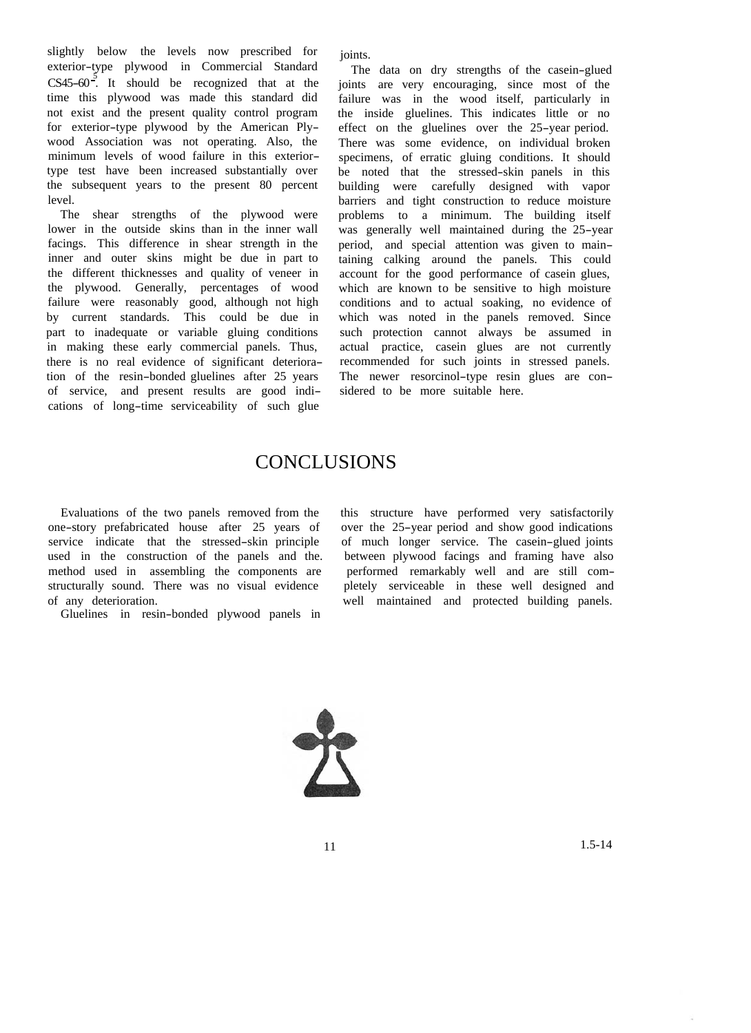slightly below the levels now prescribed for exterior-type plywood in Commercial Standard CS45-60[5]. It should be recognized that at the time this plywood was made this standard did not exist and the present quality control program for exterior-type plywood by the American Plywood Association was not operating. Also, the minimum levels of wood failure in this exterior-type test have been increased substantially over the subsequent years to the present 80 percent level.

The shear strengths of the plywood were lower in the outside skins than in the inner wall facings. This difference in shear strength in the inner and outer skins might be due in part to the different thicknesses and quality of veneer in the plywood. Generally, percentages of wood failure were reasonably good, although not high by current standards. This could be due in part to inadequate or variable gluing conditions in making these early commercial panels. Thus, there is no real evidence of significant deterioration of the resin-bonded gluelines after 25 years of service, and present results are good indications of long-time serviceability of such glue joints.

The data on dry strengths of the casein-glued joints are very encouraging, since most of the failure was in the wood itself, particularly in the inside gluelines. This indicates little or no effect on the gluelines over the 25-year period. There was some evidence, on individual broken specimens, of erratic gluing conditions. It should be noted that the stressed-skin panels in this building were carefully designed with vapor barriers and tight construction to reduce moisture problems to a minimum. The building itself was generally well maintained during the 25-year period, and special attention was given to maintaining calking around the panels. This could account for the good performance of casein glues, which are known to be sensitive to high moisture conditions and to actual soaking, no evidence of which was noted in the panels removed. Since such protection cannot always be assumed in actual practice, casein glues are not currently recommended for such joints in stressed panels. The newer resorcinol-type resin glues are considered to be more suitable here.

# CONCLUSIONS

Evaluations of the two panels removed from the one-story prefabricated house after 25 years of service indicate that the stressed-skin principle used in the construction of the panels and the method used in assembling the components are structurally sound. There was no visual evidence of any deterioration.

Gluelines in resin-bonded plywood panels in this structure have performed very satisfactorily over the 25-year period and show good indications of much longer service. The casein-glued joints between plywood facings and framing have also performed remarkably well and are still completely serviceable in these well designed and well maintained and protected building panels.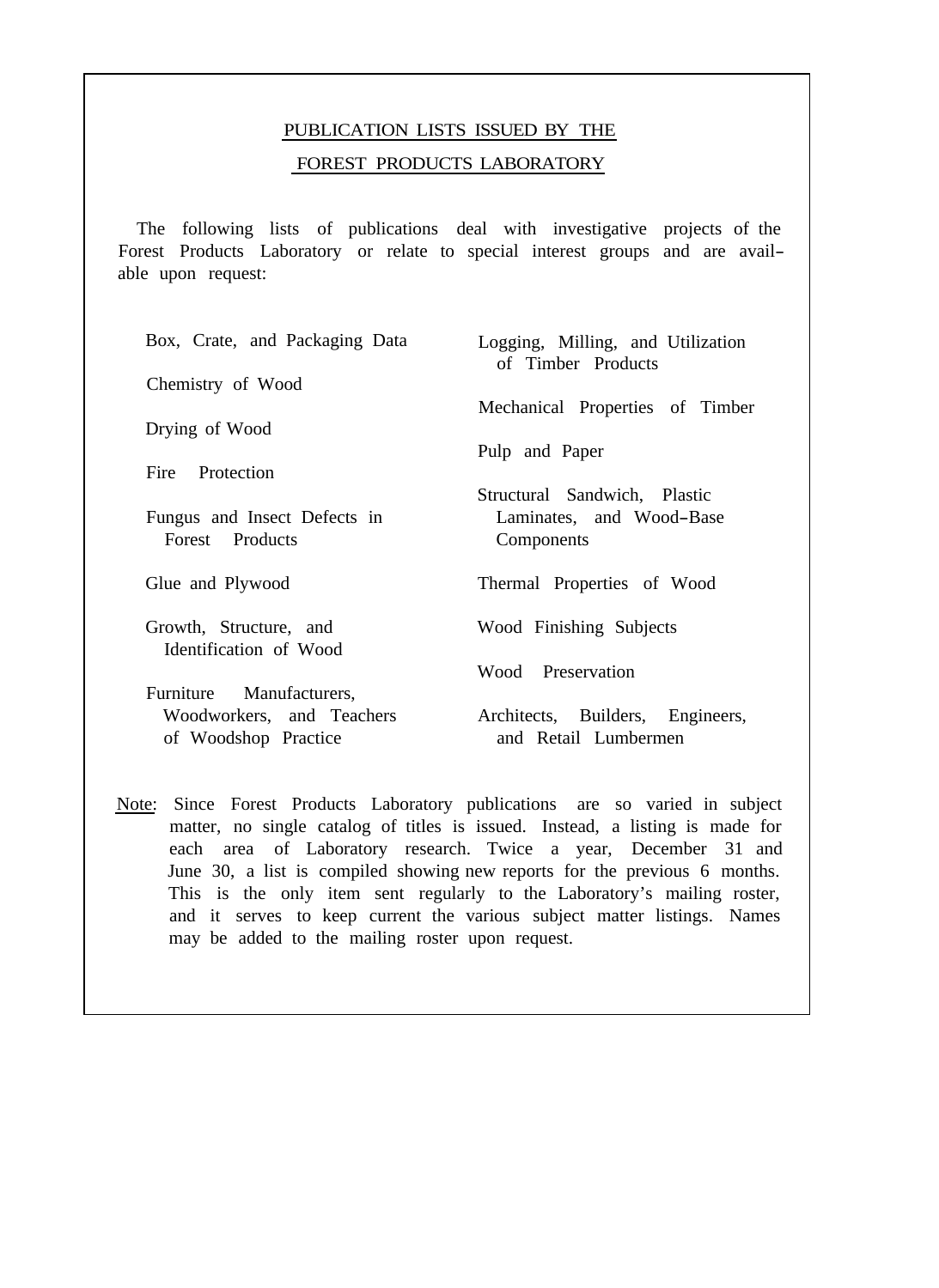## PUBLICATION LISTS ISSUED BY THE FOREST PRODUCTS LABORATORY

The following lists of publications deal with investigative projects of the Forest Products Laboratory or relate to special interest groups and are available upon request:

- Box, Crate, and Packaging Data
- Chemistry of Wood
- Drying of Wood
- Fire Protection
- Fungus and Insect Defects in Forest Products
- Glue and Plywood
- Growth, Structure, and Identification of Wood
- Furniture Manufacturers, Woodworkers, and Teachers of Woodshop Practice
- Logging, Milling, and Utilization of Timber Products
- Mechanical Properties of Timber
- Pulp and Paper
- Structural Sandwich, Plastic Laminates, and Wood-Base Components
- Thermal Properties of Wood
- Wood Finishing Subjects
- Wood Preservation
- Architects, Builders, Engineers, and Retail Lumbermen

Note: Since Forest Products Laboratory publications are so varied in subject matter, no single catalog of titles is issued. Instead, a listing is made for each area of Laboratory research. Twice a year, December 31 and June 30, a list is compiled showing new reports for the previous 6 months. This is the only item sent regularly to the Laboratory's mailing roster, and it serves to keep current the various subject matter listings. Names may be added to the mailing roster upon request.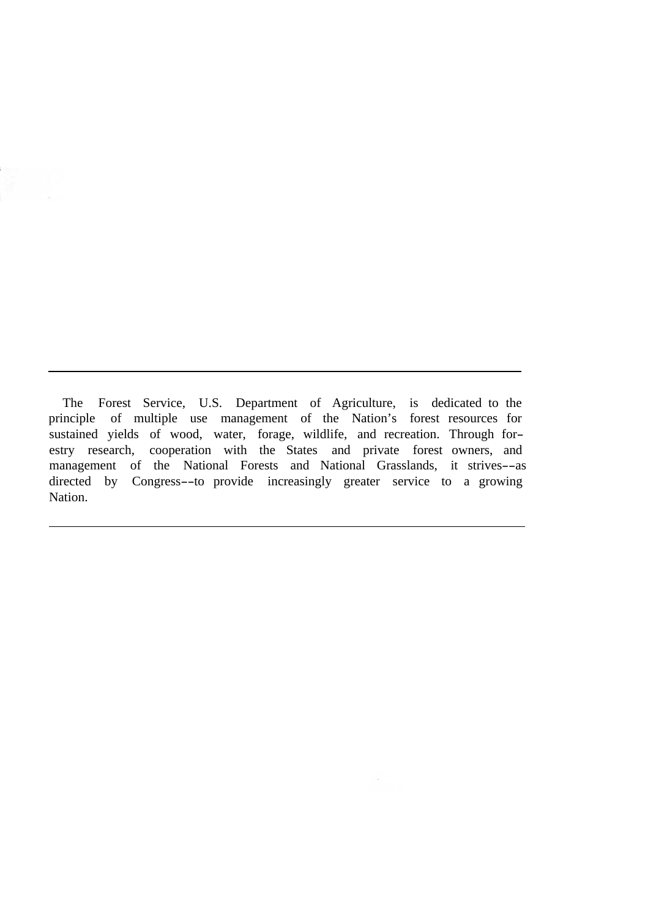---

The Forest Service, U.S. Department of Agriculture, is dedicated to the principle of multiple use management of the Nation's forest resources for sustained yields of wood, water, forage, wildlife, and recreation. Through forestry research, cooperation with the States and private forest owners, and management of the National Forests and National Grasslands, it strives––as directed by Congress––to provide increasingly greater service to a growing Nation.

---